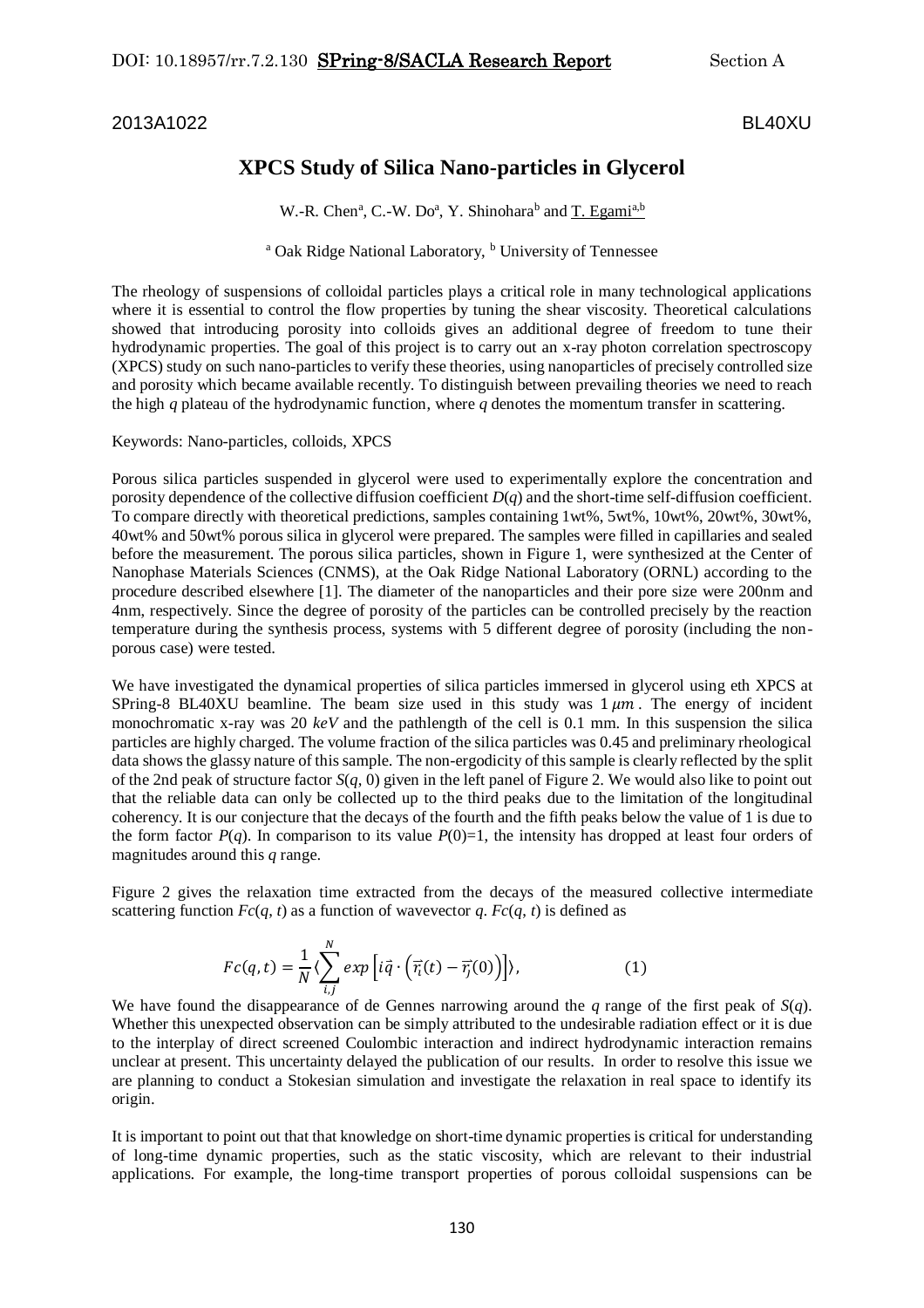2013A1022 BL40XU

# XPCS Study of Silica Nano-particles in Glycerol

W.-R. Chen[a], C.-W. Do[a], Y. Shinohara[b] and T. Egami[a,b]

[a] Oak Ridge National Laboratory, [b] University of Tennessee

The rheology of suspensions of colloidal particles plays a critical role in many technological applications where it is essential to control the flow properties by tuning the shear viscosity. Theoretical calculations showed that introducing porosity into colloids gives an additional degree of freedom to tune their hydrodynamic properties. The goal of this project is to carry out an x-ray photon correlation spectroscopy (XPCS) study on such nano-particles to verify these theories, using nanoparticles of precisely controlled size and porosity which became available recently. To distinguish between prevailing theories we need to reach the high $q$ plateau of the hydrodynamic function, where $q$ denotes the momentum transfer in scattering.

Keywords: Nano-particles, colloids, XPCS

Porous silica particles suspended in glycerol were used to experimentally explore the concentration and porosity dependence of the collective diffusion coefficient $D(q)$ and the short-time self-diffusion coefficient. To compare directly with theoretical predictions, samples containing 1wt%, 5wt%, 10wt%, 20wt%, 30wt%, 40wt% and 50wt% porous silica in glycerol were prepared. The samples were filled in capillaries and sealed before the measurement. The porous silica particles, shown in Figure 1, were synthesized at the Center of Nanophase Materials Sciences (CNMS), at the Oak Ridge National Laboratory (ORNL) according to the procedure described elsewhere [1]. The diameter of the nanoparticles and their pore size were 200nm and 4nm, respectively. Since the degree of porosity of the particles can be controlled precisely by the reaction temperature during the synthesis process, systems with 5 different degree of porosity (including the non-porous case) were tested.

We have investigated the dynamical properties of silica particles immersed in glycerol using eth XPCS at SPring-8 BL40XU beamline. The beam size used in this study was $1\,\mu m$. The energy of incident monochromatic x-ray was 20 $keV$ and the pathlength of the cell is 0.1 mm. In this suspension the silica particles are highly charged. The volume fraction of the silica particles was 0.45 and preliminary rheological data shows the glassy nature of this sample. The non-ergodicity of this sample is clearly reflected by the split of the 2nd peak of structure factor $S(q, 0)$ given in the left panel of Figure 2. We would also like to point out that the reliable data can only be collected up to the third peaks due to the limitation of the longitudinal coherency. It is our conjecture that the decays of the fourth and the fifth peaks below the value of 1 is due to the form factor $P(q)$. In comparison to its value $P(0)=1$, the intensity has dropped at least four orders of magnitudes around this $q$ range.

Figure 2 gives the relaxation time extracted from the decays of the measured collective intermediate scattering function $Fc(q, t)$ as a function of wavevector $q$. $Fc(q, t)$ is defined as

$$Fc(q,t) = \frac{1}{N}\left\langle \sum_{i,j}^{N} exp\left[i\vec{q}\cdot\left(\vec{r_i}(t) - \vec{r_j}(0)\right)\right]\right\rangle, \qquad (1)$$

We have found the disappearance of de Gennes narrowing around the $q$ range of the first peak of $S(q)$. Whether this unexpected observation can be simply attributed to the undesirable radiation effect or it is due to the interplay of direct screened Coulombic interaction and indirect hydrodynamic interaction remains unclear at present. This uncertainty delayed the publication of our results. In order to resolve this issue we are planning to conduct a Stokesian simulation and investigate the relaxation in real space to identify its origin.

It is important to point out that that knowledge on short-time dynamic properties is critical for understanding of long-time dynamic properties, such as the static viscosity, which are relevant to their industrial applications. For example, the long-time transport properties of porous colloidal suspensions can be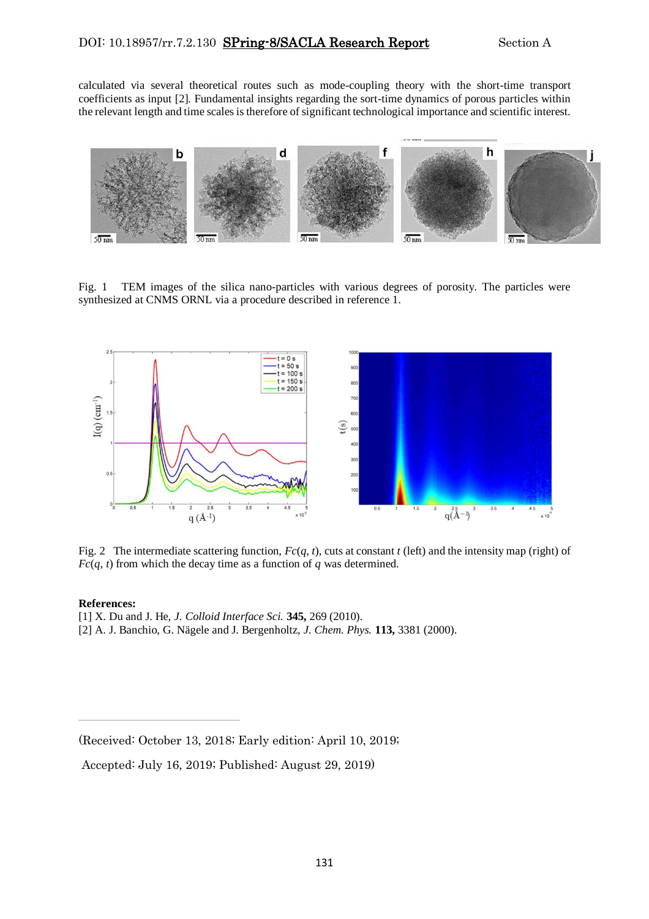calculated via several theoretical routes such as mode-coupling theory with the short-time transport coefficients as input [2]. Fundamental insights regarding the sort-time dynamics of porous particles within the relevant length and time scales is therefore of significant technological importance and scientific interest.

b
d
f
h
j
50 nm

Fig. 1 TEM images of the silica nano-particles with various degrees of porosity. The particles were synthesized at CNMS ORNL via a procedure described in reference 1.

t = 0 s
t = 50 s
t = 100 s
t = 150 s
t = 200 s
I(q) (cm$^{-1}$)
q (Å$^{-1}$)
x 10$^{-3}$
t(s)
q(Å$^{-1}$)
x 10$^{-3}$

Fig. 2 The intermediate scattering function, $Fc(q, t)$, cuts at constant $t$ (left) and the intensity map (right) of $Fc(q, t)$ from which the decay time as a function of $q$ was determined.

**References:**

[1] X. Du and J. He, *J. Colloid Interface Sci.* **345,** 269 (2010).

[2] A. J. Banchio, G. Nägele and J. Bergenholtz, *J. Chem. Phys.* **113,** 3381 (2000).

(Received: October 13, 2018; Early edition: April 10, 2019;

Accepted: July 16, 2019; Published: August 29, 2019)